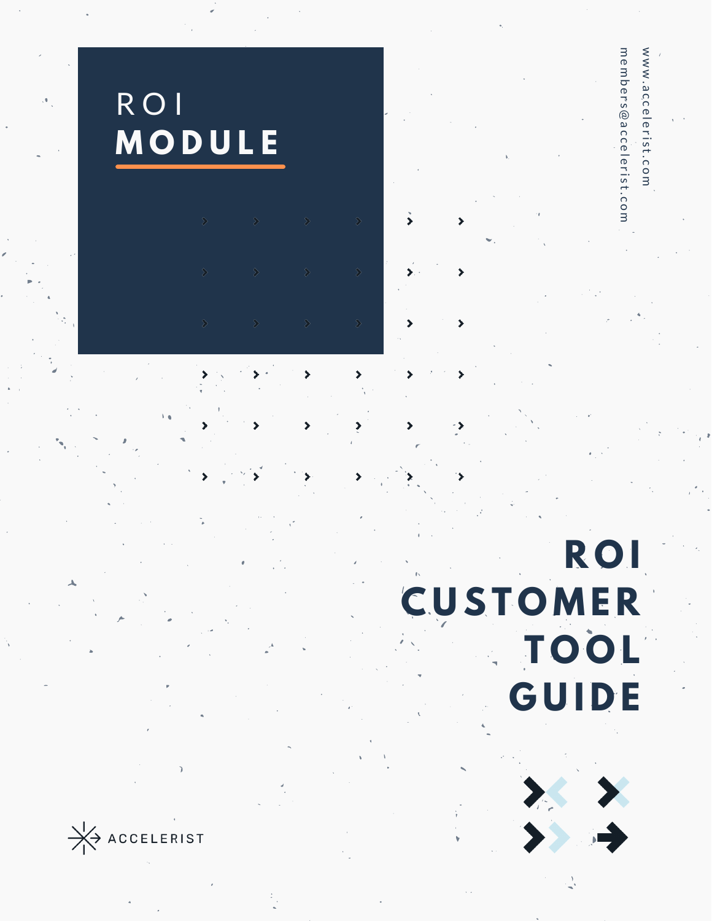# ROI MODULE

www.accelerist.com

members@accelerist.com

# ROI CUSTOMER TOOL GUIDE

ACCELERIST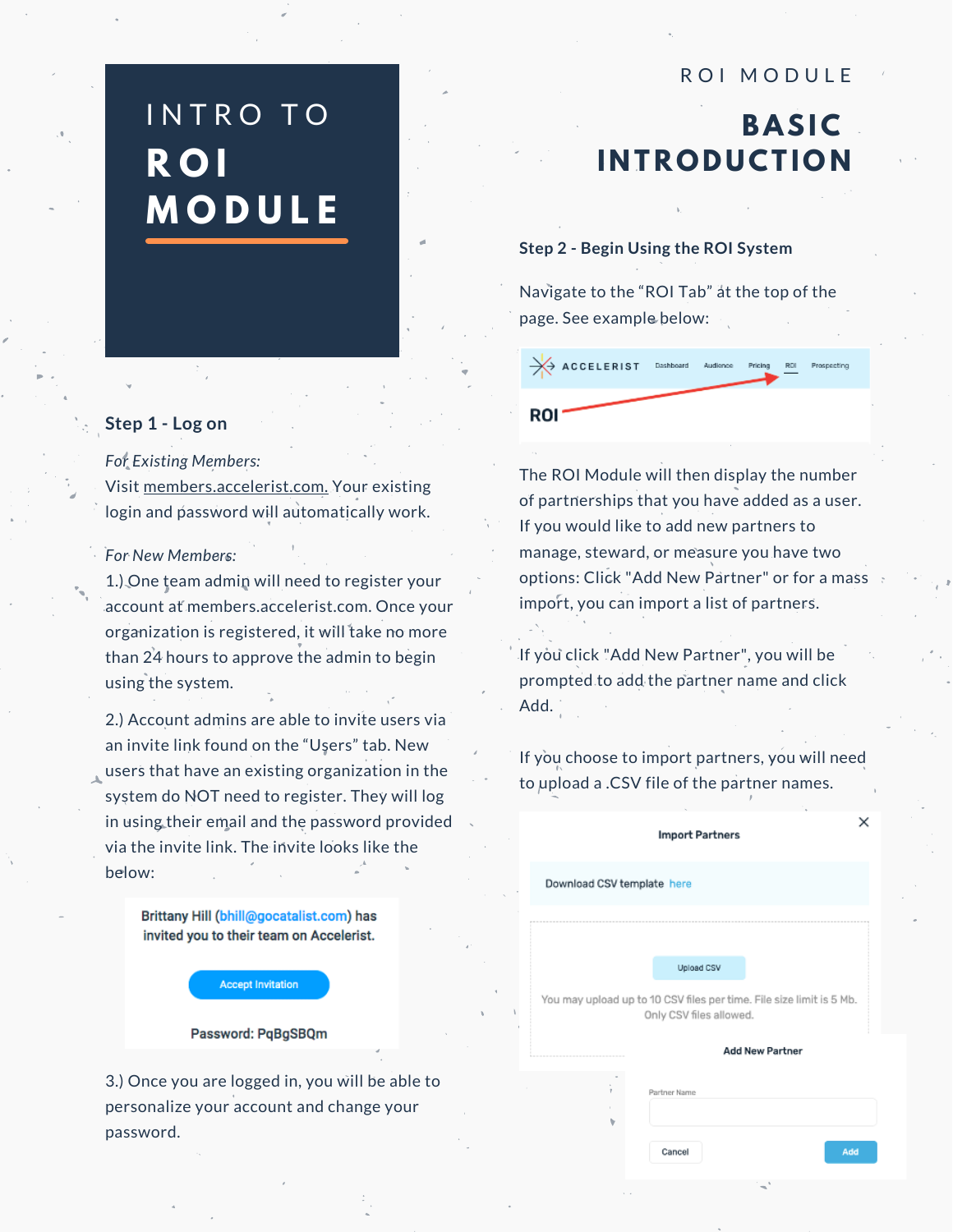# INTRO TO ROI MODULE

## Step 1 - Log on

*For Existing Members:*
Visit members.accelerist.com. Your existing login and password will automatically work.

*For New Members:*
1.) One team admin will need to register your account at members.accelerist.com. Once your organization is registered, it will take no more than 24 hours to approve the admin to begin using the system.

2.) Account admins are able to invite users via an invite link found on the "Users" tab. New users that have an existing organization in the system do NOT need to register. They will log in using their email and the password provided via the invite link. The invite looks like the below:

Brittany Hill (bhill@gocatalist.com) has invited you to their team on Accelerist.

Accept Invitation

Password: PqBgSBQm

3.) Once you are logged in, you will be able to personalize your account and change your password.

# ROI MODULE

## BASIC INTRODUCTION

## Step 2 - Begin Using the ROI System

Navigate to the "ROI Tab" at the top of the page. See example below:

ACCELERIST Dashboard Audience Pricing ROI Prospecting

ROI

The ROI Module will then display the number of partnerships that you have added as a user. If you would like to add new partners to manage, steward, or measure you have two options: Click "Add New Partner" or for a mass import, you can import a list of partners.

If you click "Add New Partner", you will be prompted to add the partner name and click Add.

If you choose to import partners, you will need to upload a .CSV file of the partner names.

Import Partners

Download CSV template here

Upload CSV

You may upload up to 10 CSV files per time. File size limit is 5 Mb. Only CSV files allowed.

Add New Partner

Partner Name

Cancel Add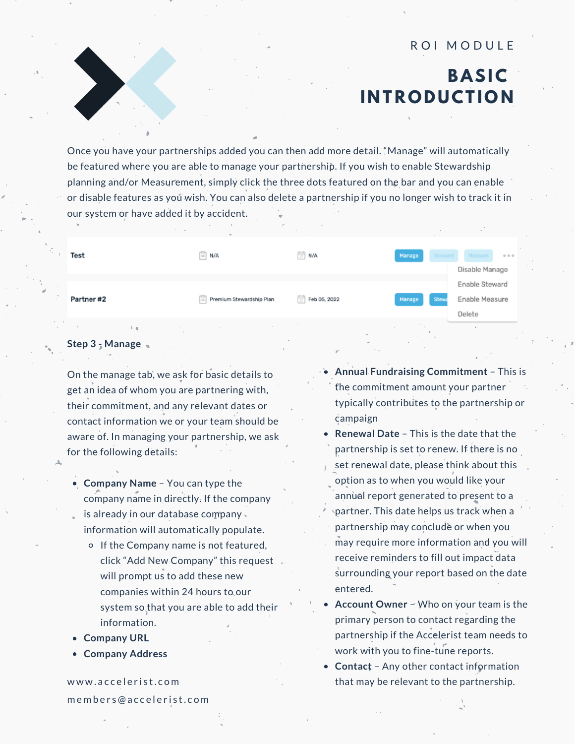ROI MODULE

# BASIC INTRODUCTION

Once you have your partnerships added you can then add more detail. "Manage" will automatically be featured where you are able to manage your partnership. If you wish to enable Stewardship planning and/or Measurement, simply click the three dots featured on the bar and you can enable or disable features as you wish. You can also delete a partnership if you no longer wish to track it in our system or have added it by accident.

| | | | |
|---|---|---|---|
| Test | N/A | N/A | Manage Steward Measure ••• |
| Partner #2 | Premium Stewardship Plan | Feb 05, 2022 | Manage Stewa |

Disable Manage
Enable Steward
Enable Measure
Delete

### Step 3 - Manage

On the manage tab, we ask for basic details to get an idea of whom you are partnering with, their commitment, and any relevant dates or contact information we or your team should be aware of. In managing your partnership, we ask for the following details:

- **Company Name** – You can type the company name in directly. If the company is already in our database company information will automatically populate.
  - If the Company name is not featured, click "Add New Company" this request will prompt us to add these new companies within 24 hours to our system so that you are able to add their information.
- **Company URL**
- **Company Address**
- **Annual Fundraising Commitment** – This is the commitment amount your partner typically contributes to the partnership or campaign
- **Renewal Date** – This is the date that the partnership is set to renew. If there is no set renewal date, please think about this option as to when you would like your annual report generated to present to a partner. This date helps us track when a partnership may conclude or when you may require more information and you will receive reminders to fill out impact data surrounding your report based on the date entered.
- **Account Owner** – Who on your team is the primary person to contact regarding the partnership if the Accelerist team needs to work with you to fine-tune reports.
- **Contact** – Any other contact information that may be relevant to the partnership.

www.accelerist.com
members@accelerist.com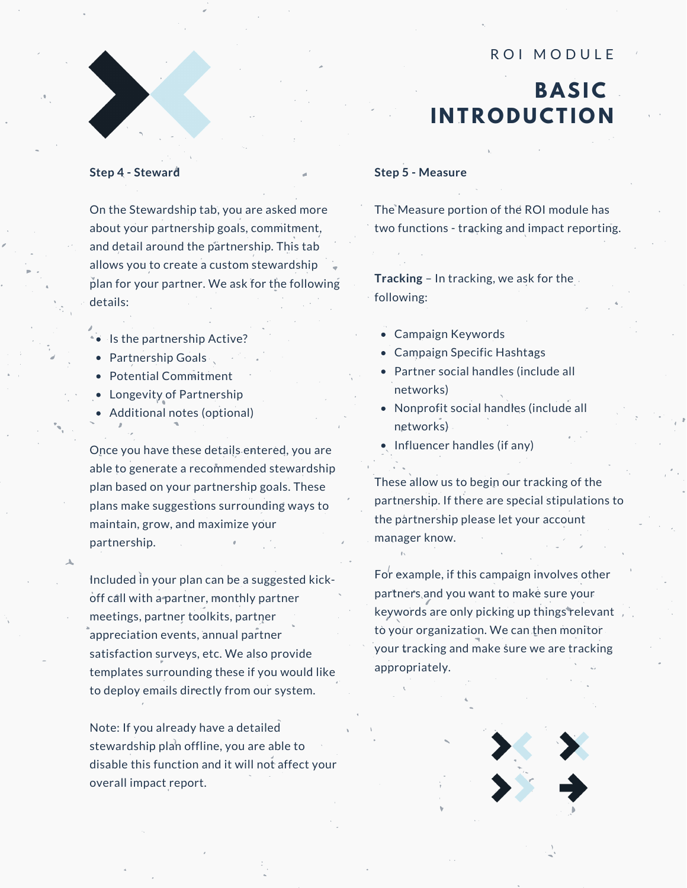ROI MODULE

# BASIC INTRODUCTION

**Step 4 - Steward**

On the Stewardship tab, you are asked more about your partnership goals, commitment, and detail around the partnership. This tab allows you to create a custom stewardship plan for your partner. We ask for the following details:

- Is the partnership Active?
- Partnership Goals
- Potential Commitment
- Longevity of Partnership
- Additional notes (optional)

Once you have these details entered, you are able to generate a recommended stewardship plan based on your partnership goals. These plans make suggestions surrounding ways to maintain, grow, and maximize your partnership.

Included in your plan can be a suggested kick-off call with a partner, monthly partner meetings, partner toolkits, partner appreciation events, annual partner satisfaction surveys, etc. We also provide templates surrounding these if you would like to deploy emails directly from our system.

Note: If you already have a detailed stewardship plan offline, you are able to disable this function and it will not affect your overall impact report.

**Step 5 - Measure**

The Measure portion of the ROI module has two functions - tracking and impact reporting.

**Tracking** – In tracking, we ask for the following:

- Campaign Keywords
- Campaign Specific Hashtags
- Partner social handles (include all networks)
- Nonprofit social handles (include all networks)
- Influencer handles (if any)

These allow us to begin our tracking of the partnership. If there are special stipulations to the partnership please let your account manager know.

For example, if this campaign involves other partners and you want to make sure your keywords are only picking up things relevant to your organization. We can then monitor your tracking and make sure we are tracking appropriately.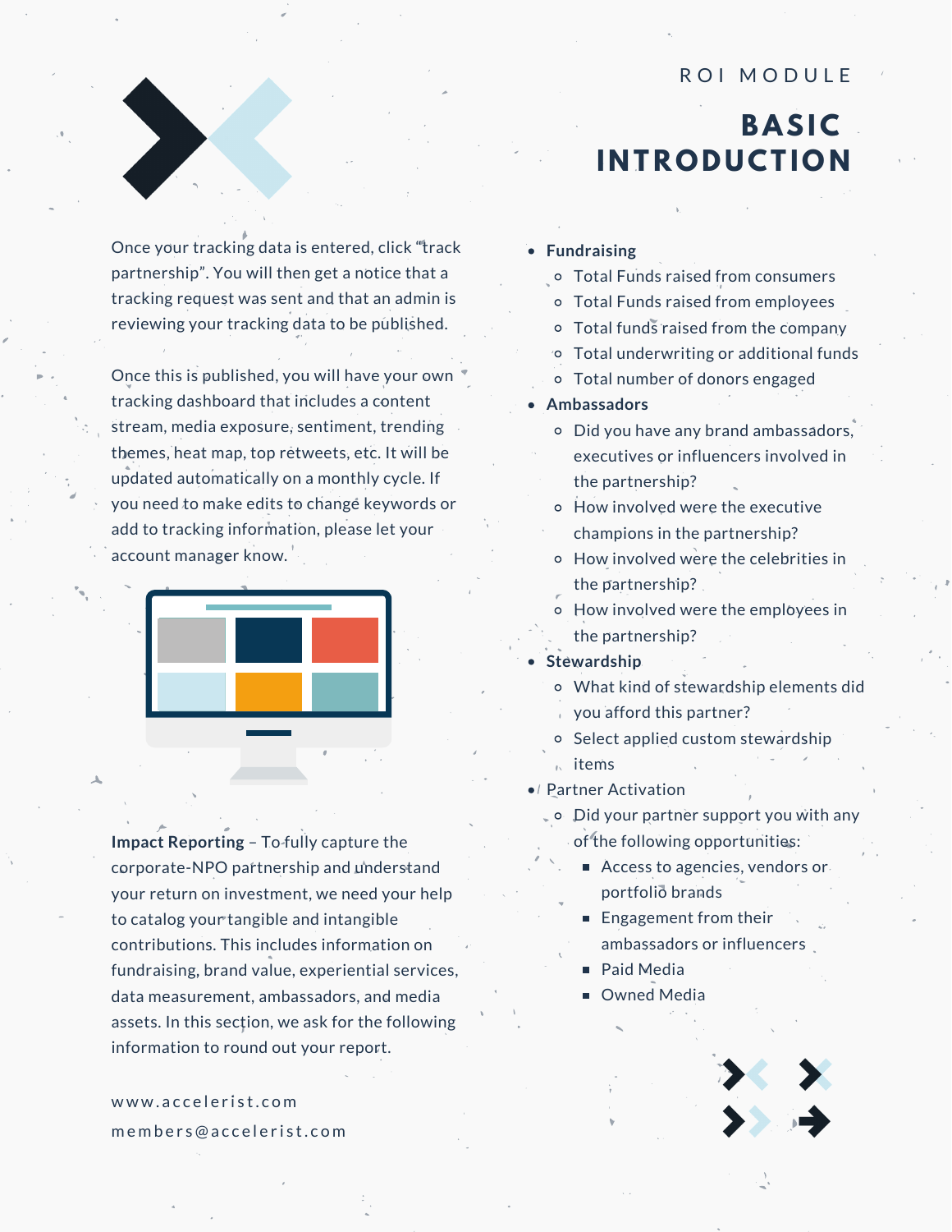ROI MODULE

# BASIC INTRODUCTION

Once your tracking data is entered, click "track partnership". You will then get a notice that a tracking request was sent and that an admin is reviewing your tracking data to be published.

Once this is published, you will have your own tracking dashboard that includes a content stream, media exposure, sentiment, trending themes, heat map, top retweets, etc. It will be updated automatically on a monthly cycle. If you need to make edits to change keywords or add to tracking information, please let your account manager know.

**Impact Reporting** – To fully capture the corporate-NPO partnership and understand your return on investment, we need your help to catalog your tangible and intangible contributions. This includes information on fundraising, brand value, experiential services, data measurement, ambassadors, and media assets. In this section, we ask for the following information to round out your report.

- **Fundraising**
  - Total Funds raised from consumers
  - Total Funds raised from employees
  - Total funds raised from the company
  - Total underwriting or additional funds
  - Total number of donors engaged
- **Ambassadors**
  - Did you have any brand ambassadors, executives or influencers involved in the partnership?
  - How involved were the executive champions in the partnership?
  - How involved were the celebrities in the partnership?
  - How involved were the employees in the partnership?
- **Stewardship**
  - What kind of stewardship elements did you afford this partner?
  - Select applied custom stewardship items
- Partner Activation
  - Did your partner support you with any of the following opportunities:
    - Access to agencies, vendors or portfolio brands
    - Engagement from their ambassadors or influencers
    - Paid Media
    - Owned Media

www.accelerist.com
members@accelerist.com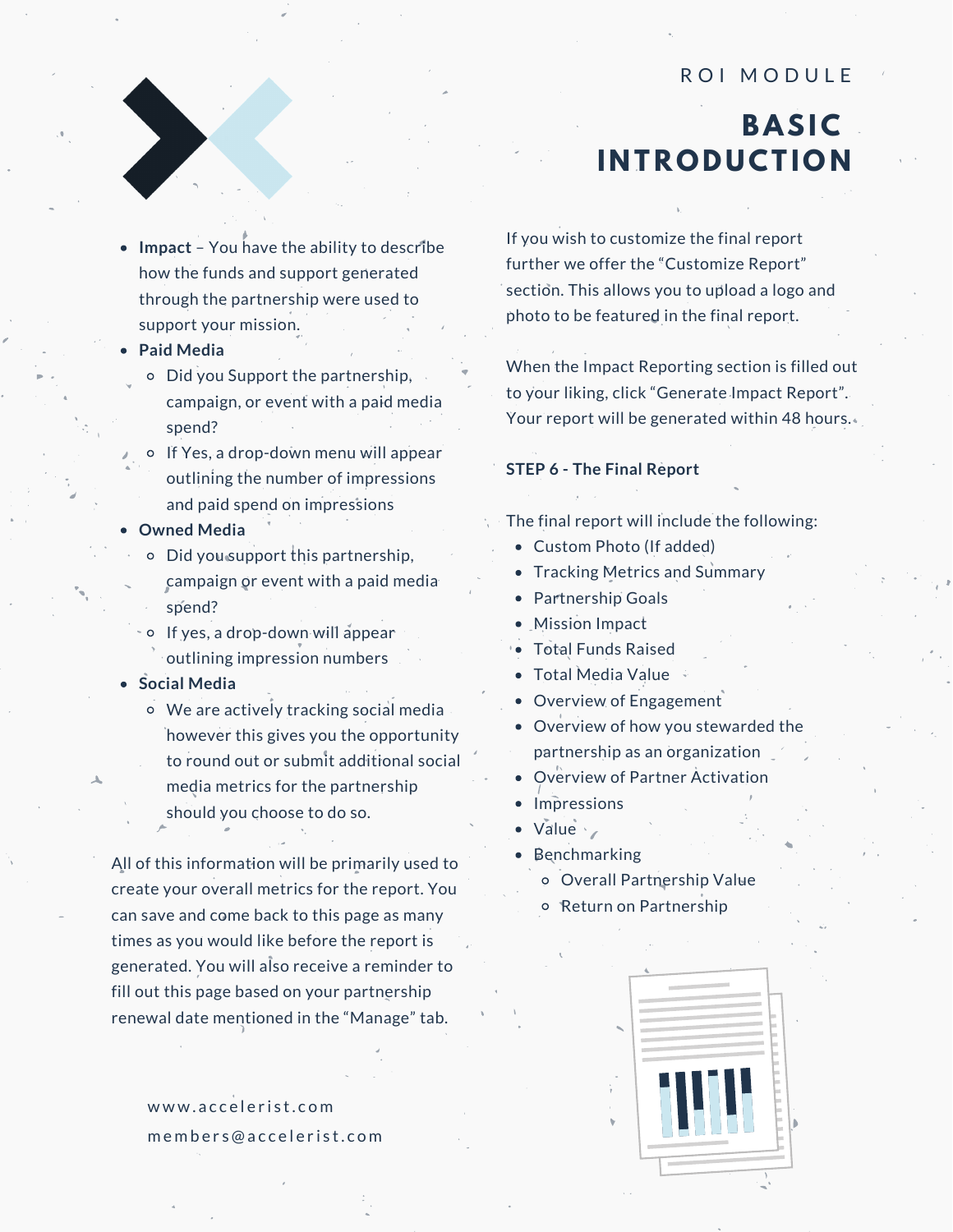# ROI MODULE

## BASIC INTRODUCTION

- **Impact** – You have the ability to describe how the funds and support generated through the partnership were used to support your mission.
- **Paid Media**
  - Did you Support the partnership, campaign, or event with a paid media spend?
  - If Yes, a drop-down menu will appear outlining the number of impressions and paid spend on impressions
- **Owned Media**
  - Did you support this partnership, campaign or event with a paid media spend?
  - If yes, a drop-down will appear outlining impression numbers
- **Social Media**
  - We are actively tracking social media however this gives you the opportunity to round out or submit additional social media metrics for the partnership should you choose to do so.

All of this information will be primarily used to create your overall metrics for the report. You can save and come back to this page as many times as you would like before the report is generated. You will also receive a reminder to fill out this page based on your partnership renewal date mentioned in the "Manage" tab.

If you wish to customize the final report further we offer the "Customize Report" section. This allows you to upload a logo and photo to be featured in the final report.

When the Impact Reporting section is filled out to your liking, click "Generate Impact Report". Your report will be generated within 48 hours.

**STEP 6 - The Final Report**

The final report will include the following:

- Custom Photo (If added)
- Tracking Metrics and Summary
- Partnership Goals
- Mission Impact
- Total Funds Raised
- Total Media Value
- Overview of Engagement
- Overview of how you stewarded the partnership as an organization
- Overview of Partner Activation
- Impressions
- Value
- Benchmarking
  - Overall Partnership Value
  - Return on Partnership

www.accelerist.com
members@accelerist.com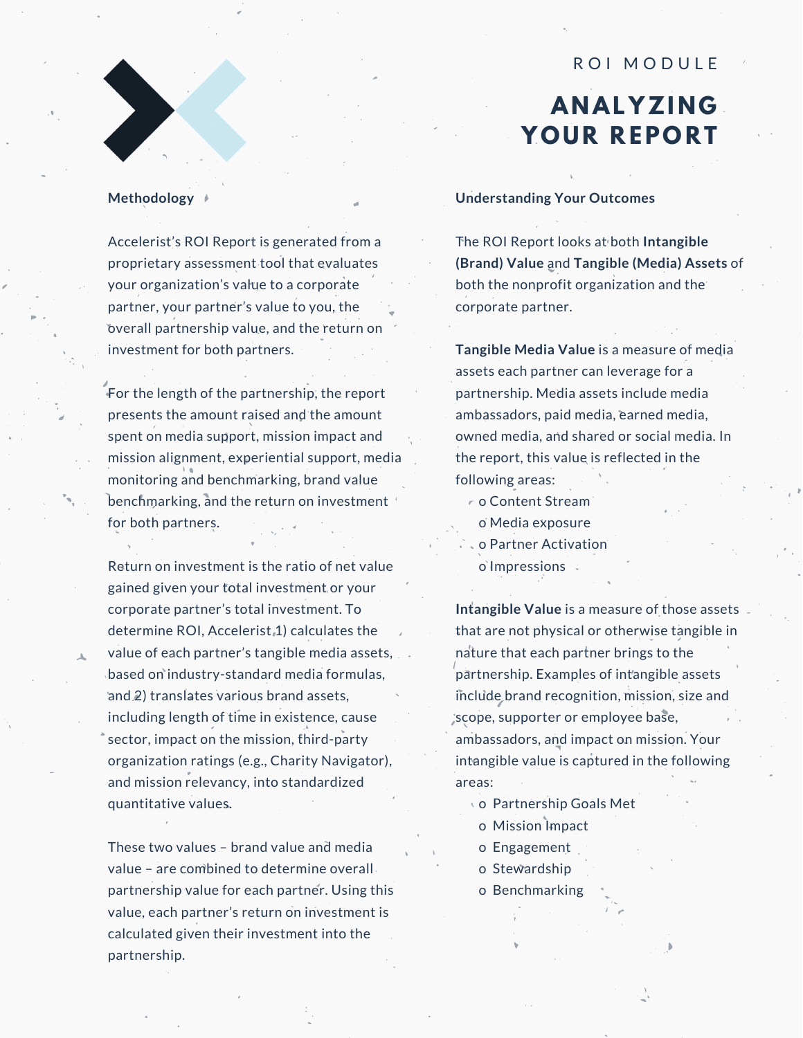ROI MODULE

# ANALYZING YOUR REPORT

**Methodology**

Accelerist's ROI Report is generated from a proprietary assessment tool that evaluates your organization's value to a corporate partner, your partner's value to you, the overall partnership value, and the return on investment for both partners.

For the length of the partnership, the report presents the amount raised and the amount spent on media support, mission impact and mission alignment, experiential support, media monitoring and benchmarking, brand value benchmarking, and the return on investment for both partners.

Return on investment is the ratio of net value gained given your total investment or your corporate partner's total investment. To determine ROI, Accelerist 1) calculates the value of each partner's tangible media assets, based on industry-standard media formulas, and 2) translates various brand assets, including length of time in existence, cause sector, impact on the mission, third-party organization ratings (e.g., Charity Navigator), and mission relevancy, into standardized quantitative values.

These two values – brand value and media value – are combined to determine overall partnership value for each partner. Using this value, each partner's return on investment is calculated given their investment into the partnership.

**Understanding Your Outcomes**

The ROI Report looks at both **Intangible (Brand) Value** and **Tangible (Media) Assets** of both the nonprofit organization and the corporate partner.

**Tangible Media Value** is a measure of media assets each partner can leverage for a partnership. Media assets include media ambassadors, paid media, earned media, owned media, and shared or social media. In the report, this value is reflected in the following areas:

- Content Stream
- Media exposure
- Partner Activation
- Impressions

**Intangible Value** is a measure of those assets that are not physical or otherwise tangible in nature that each partner brings to the partnership. Examples of intangible assets include brand recognition, mission, size and scope, supporter or employee base, ambassadors, and impact on mission. Your intangible value is captured in the following areas:

- Partnership Goals Met
- Mission Impact
- Engagement
- Stewardship
- Benchmarking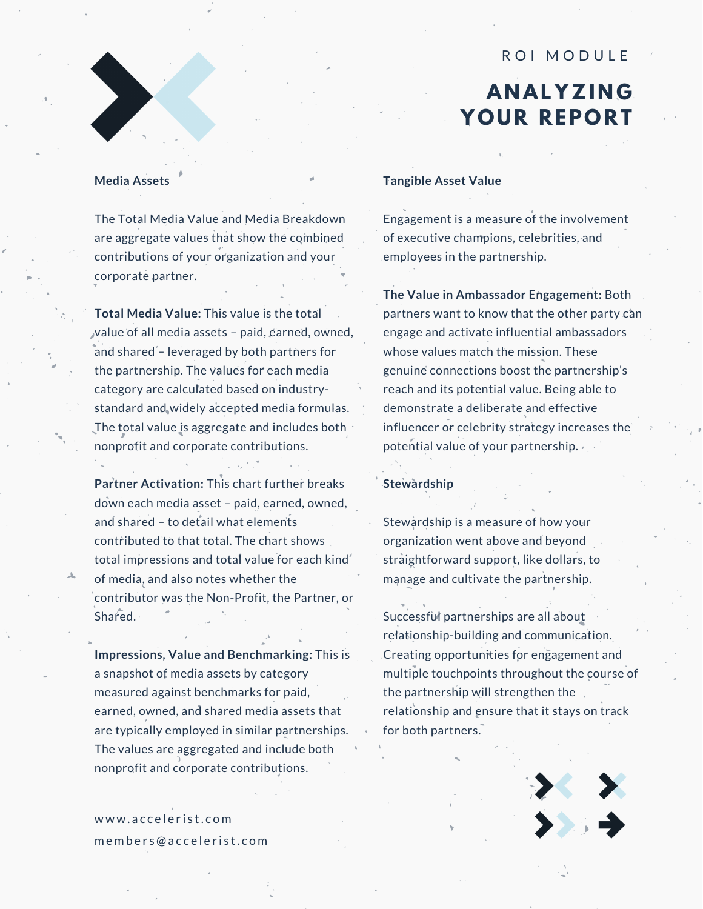ROI MODULE

# ANALYZING YOUR REPORT

### Media Assets

The Total Media Value and Media Breakdown are aggregate values that show the combined contributions of your organization and your corporate partner.

**Total Media Value:** This value is the total value of all media assets – paid, earned, owned, and shared – leveraged by both partners for the partnership. The values for each media category are calculated based on industry-standard and widely accepted media formulas. The total value is aggregate and includes both nonprofit and corporate contributions.

**Partner Activation:** This chart further breaks down each media asset – paid, earned, owned, and shared – to detail what elements contributed to that total. The chart shows total impressions and total value for each kind of media, and also notes whether the contributor was the Non-Profit, the Partner, or Shared.

**Impressions, Value and Benchmarking:** This is a snapshot of media assets by category measured against benchmarks for paid, earned, owned, and shared media assets that are typically employed in similar partnerships. The values are aggregated and include both nonprofit and corporate contributions.

### Tangible Asset Value

Engagement is a measure of the involvement of executive champions, celebrities, and employees in the partnership.

**The Value in Ambassador Engagement:** Both partners want to know that the other party can engage and activate influential ambassadors whose values match the mission. These genuine connections boost the partnership's reach and its potential value. Being able to demonstrate a deliberate and effective influencer or celebrity strategy increases the potential value of your partnership.

### Stewardship

Stewardship is a measure of how your organization went above and beyond straightforward support, like dollars, to manage and cultivate the partnership.

Successful partnerships are all about relationship-building and communication. Creating opportunities for engagement and multiple touchpoints throughout the course of the partnership will strengthen the relationship and ensure that it stays on track for both partners.

www.accelerist.com
members@accelerist.com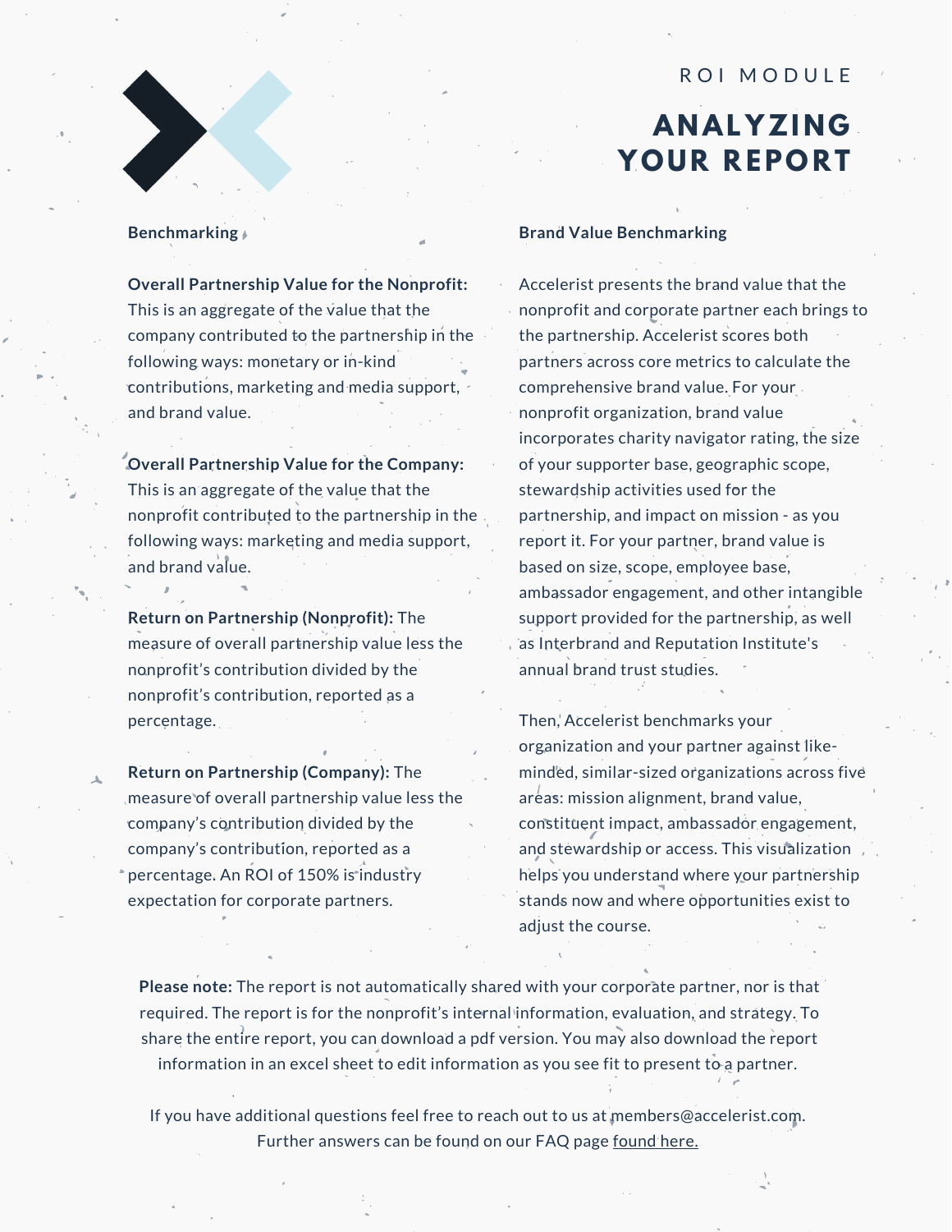ROI MODULE

# ANALYZING YOUR REPORT

**Benchmarking**

**Overall Partnership Value for the Nonprofit:** This is an aggregate of the value that the company contributed to the partnership in the following ways: monetary or in-kind contributions, marketing and media support, and brand value.

**Overall Partnership Value for the Company:** This is an aggregate of the value that the nonprofit contributed to the partnership in the following ways: marketing and media support, and brand value.

**Return on Partnership (Nonprofit):** The measure of overall partnership value less the nonprofit's contribution divided by the nonprofit's contribution, reported as a percentage.

**Return on Partnership (Company):** The measure of overall partnership value less the company's contribution divided by the company's contribution, reported as a percentage. An ROI of 150% is industry expectation for corporate partners.

**Brand Value Benchmarking**

Accelerist presents the brand value that the nonprofit and corporate partner each brings to the partnership. Accelerist scores both partners across core metrics to calculate the comprehensive brand value. For your nonprofit organization, brand value incorporates charity navigator rating, the size of your supporter base, geographic scope, stewardship activities used for the partnership, and impact on mission - as you report it. For your partner, brand value is based on size, scope, employee base, ambassador engagement, and other intangible support provided for the partnership, as well as Interbrand and Reputation Institute's annual brand trust studies.

Then, Accelerist benchmarks your organization and your partner against like-minded, similar-sized organizations across five areas: mission alignment, brand value, constituent impact, ambassador engagement, and stewardship or access. This visualization helps you understand where your partnership stands now and where opportunities exist to adjust the course.

**Please note:** The report is not automatically shared with your corporate partner, nor is that required. The report is for the nonprofit's internal information, evaluation, and strategy. To share the entire report, you can download a pdf version. You may also download the report information in an excel sheet to edit information as you see fit to present to a partner.

If you have additional questions feel free to reach out to us at members@accelerist.com. Further answers can be found on our FAQ page found here.